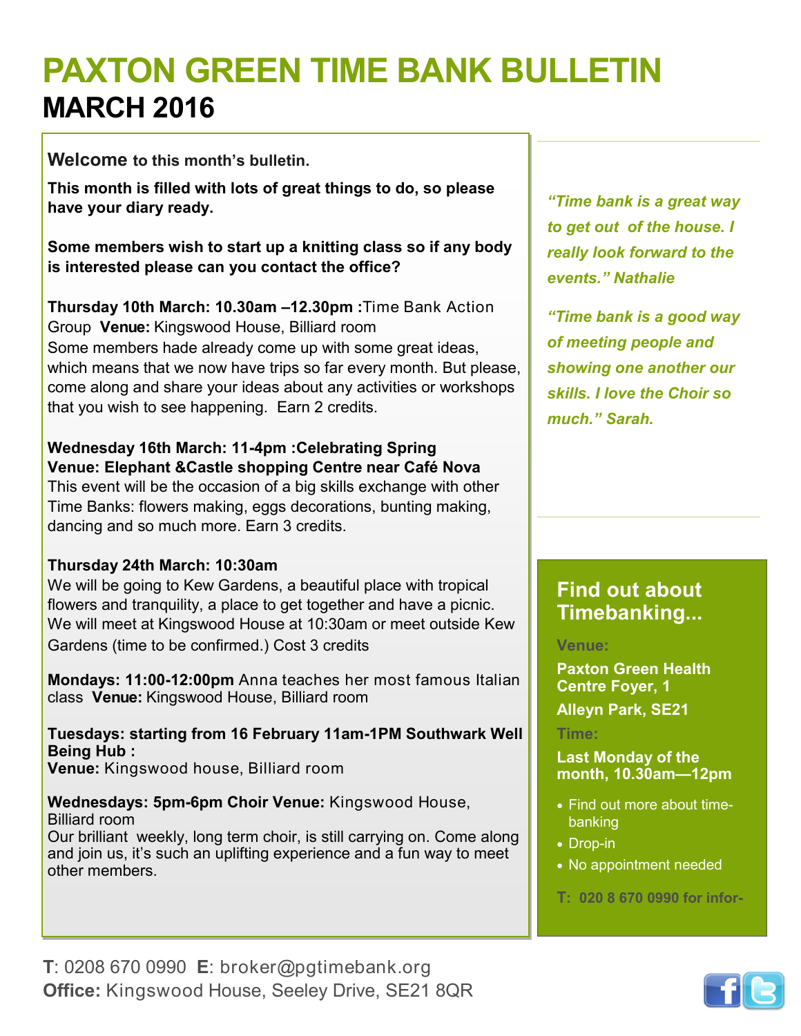# PAXTON GREEN TIME BANK BULLETIN

## MARCH 2016

**Welcome to this month's bulletin.**

**This month is filled with lots of great things to do, so please have your diary ready.**

**Some members wish to start up a knitting class so if any body is interested please can you contact the office?**

**Thursday 10th March: 10.30am –12.30pm :**Time Bank Action Group **Venue:** Kingswood House, Billiard room
Some members hade already come up with some great ideas, which means that we now have trips so far every month. But please, come along and share your ideas about any activities or workshops that you wish to see happening. Earn 2 credits.

**Wednesday 16th March: 11-4pm :Celebrating Spring**
**Venue: Elephant &Castle shopping Centre near Café Nova**
This event will be the occasion of a big skills exchange with other Time Banks: flowers making, eggs decorations, bunting making, dancing and so much more. Earn 3 credits.

**Thursday 24th March: 10:30am**
We will be going to Kew Gardens, a beautiful place with tropical flowers and tranquility, a place to get together and have a picnic. We will meet at Kingswood House at 10:30am or meet outside Kew Gardens (time to be confirmed.) Cost 3 credits

**Mondays: 11:00-12:00pm** Anna teaches her most famous Italian class **Venue:** Kingswood House, Billiard room

**Tuesdays: starting from 16 February 11am-1PM Southwark Well Being Hub :**
**Venue:** Kingswood house, Billiard room

**Wednesdays: 5pm-6pm Choir Venue:** Kingswood House, Billiard room
Our brilliant weekly, long term choir, is still carrying on. Come along and join us, it's such an uplifting experience and a fun way to meet other members.

*"Time bank is a great way to get out of the house. I really look forward to the events." Nathalie*

*"Time bank is a good way of meeting people and showing one another our skills. I love the Choir so much." Sarah.*

### Find out about Timebanking...

**Venue:**

**Paxton Green Health Centre Foyer, 1**
**Alleyn Park, SE21**

**Time:**

**Last Monday of the month, 10.30am—12pm**

- Find out more about time-banking
- Drop-in
- No appointment needed

**T: 020 8 670 0990 for infor-**

**T**: 0208 670 0990 **E**: broker@pgtimebank.org
**Office:** Kingswood House, Seeley Drive, SE21 8QR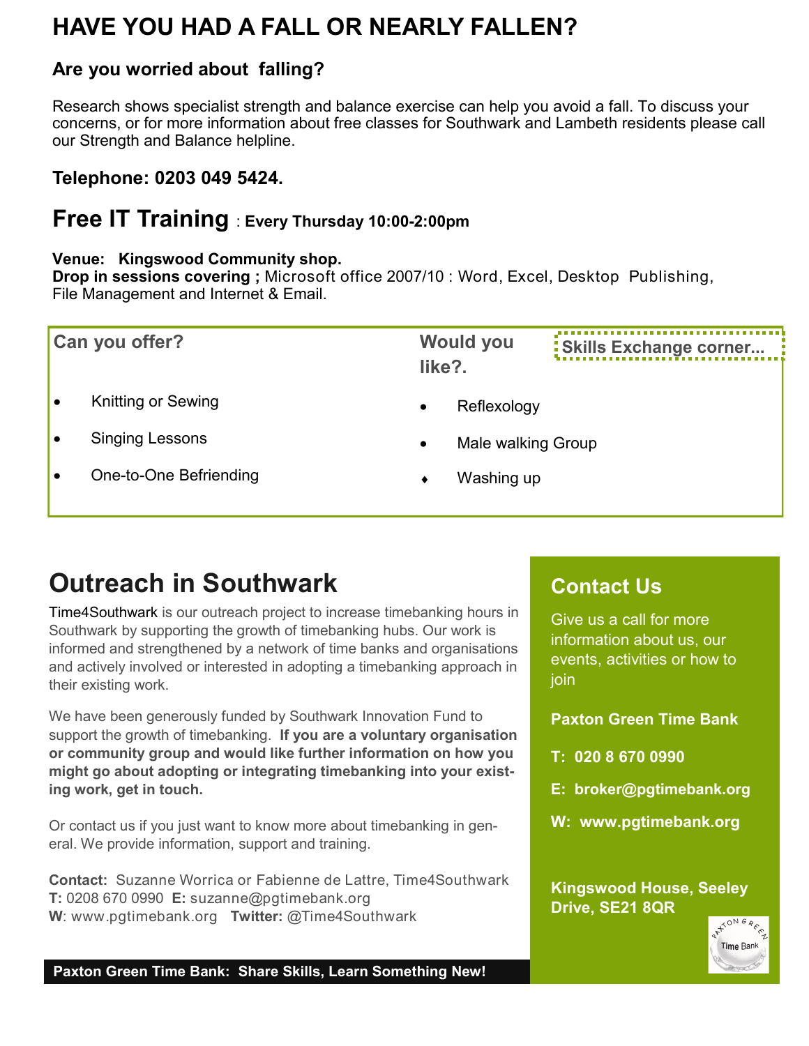# HAVE YOU HAD A FALL OR NEARLY FALLEN?

### Are you worried about falling?

Research shows specialist strength and balance exercise can help you avoid a fall. To discuss your concerns, or for more information about free classes for Southwark and Lambeth residents please call our Strength and Balance helpline.

**Telephone: 0203 049 5424.**

## Free IT Training : **Every Thursday 10:00-2:00pm**

**Venue: Kingswood Community shop.**
**Drop in sessions covering ;** Microsoft office 2007/10 : Word, Excel, Desktop Publishing, File Management and Internet & Email.

**Skills Exchange corner...**

**Can you offer?**

- Knitting or Sewing
- Singing Lessons
- One-to-One Befriending

**Would you like?.**

- Reflexology
- Male walking Group
- Washing up

## Outreach in Southwark

Time4Southwark is our outreach project to increase timebanking hours in Southwark by supporting the growth of timebanking hubs. Our work is informed and strengthened by a network of time banks and organisations and actively involved or interested in adopting a timebanking approach in their existing work.

We have been generously funded by Southwark Innovation Fund to support the growth of timebanking. **If you are a voluntary organisation or community group and would like further information on how you might go about adopting or integrating timebanking into your existing work, get in touch.**

Or contact us if you just want to know more about timebanking in general. We provide information, support and training.

**Contact:** Suzanne Worrica or Fabienne de Lattre, Time4Southwark
**T:** 0208 670 0990 **E:** suzanne@pgtimebank.org
**W**: www.pgtimebank.org **Twitter:** @Time4Southwark

## Contact Us

Give us a call for more information about us, our events, activities or how to join

**Paxton Green Time Bank**

**T: 020 8 670 0990**

**E: broker@pgtimebank.org**

**W: www.pgtimebank.org**

**Kingswood House, Seeley Drive, SE21 8QR**

**Paxton Green Time Bank: Share Skills, Learn Something New!**